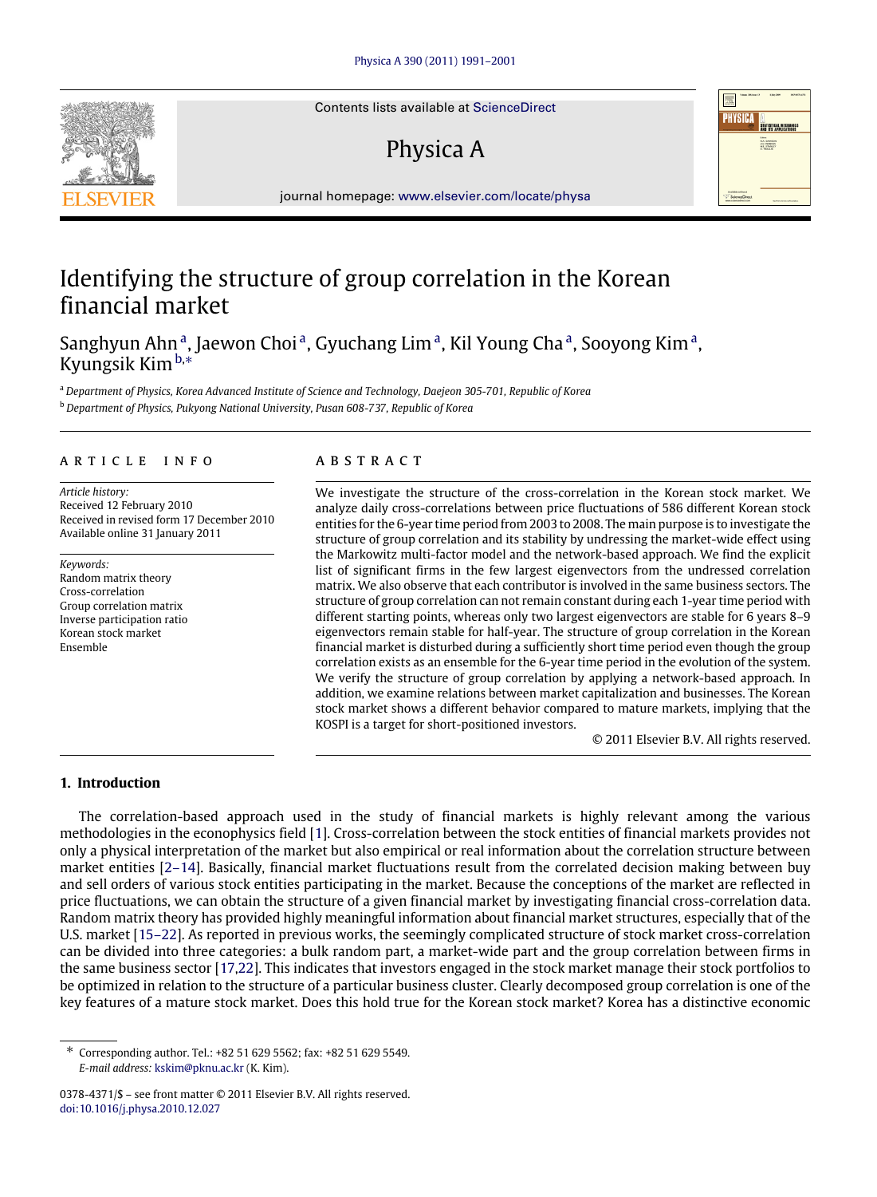Contents lists available at ScienceDirect

# Physica A

journal homepage: www.elsevier.com/locate/physa

# Identifying the structure of group correlation in the Korean financial market

Sanghyun Ahn [a], Jaewon Choi [a], Gyuchang Lim [a], Kil Young Cha [a], Sooyong Kim [a], Kyungsik Kim [b,*]

[a] *Department of Physics, Korea Advanced Institute of Science and Technology, Daejeon 305-701, Republic of Korea*

[b] *Department of Physics, Pukyong National University, Pusan 608-737, Republic of Korea*

## ARTICLE INFO

*Article history:*
Received 12 February 2010
Received in revised form 17 December 2010
Available online 31 January 2011

*Keywords:*
Random matrix theory
Cross-correlation
Group correlation matrix
Inverse participation ratio
Korean stock market
Ensemble

## ABSTRACT

We investigate the structure of the cross-correlation in the Korean stock market. We analyze daily cross-correlations between price fluctuations of 586 different Korean stock entities for the 6-year time period from 2003 to 2008. The main purpose is to investigate the structure of group correlation and its stability by undressing the market-wide effect using the Markowitz multi-factor model and the network-based approach. We find the explicit list of significant firms in the few largest eigenvectors from the undressed correlation matrix. We also observe that each contributor is involved in the same business sectors. The structure of group correlation can not remain constant during each 1-year time period with different starting points, whereas only two largest eigenvectors are stable for 6 years 8–9 eigenvectors remain stable for half-year. The structure of group correlation in the Korean financial market is disturbed during a sufficiently short time period even though the group correlation exists as an ensemble for the 6-year time period in the evolution of the system. We verify the structure of group correlation by applying a network-based approach. In addition, we examine relations between market capitalization and businesses. The Korean stock market shows a different behavior compared to mature markets, implying that the KOSPI is a target for short-positioned investors.

© 2011 Elsevier B.V. All rights reserved.

## 1. Introduction

The correlation-based approach used in the study of financial markets is highly relevant among the various methodologies in the econophysics field [1]. Cross-correlation between the stock entities of financial markets provides not only a physical interpretation of the market but also empirical or real information about the correlation structure between market entities [2–14]. Basically, financial market fluctuations result from the correlated decision making between buy and sell orders of various stock entities participating in the market. Because the conceptions of the market are reflected in price fluctuations, we can obtain the structure of a given financial market by investigating financial cross-correlation data. Random matrix theory has provided highly meaningful information about financial market structures, especially that of the U.S. market [15–22]. As reported in previous works, the seemingly complicated structure of stock market cross-correlation can be divided into three categories: a bulk random part, a market-wide part and the group correlation between firms in the same business sector [17,22]. This indicates that investors engaged in the stock market manage their stock portfolios to be optimized in relation to the structure of a particular business cluster. Clearly decomposed group correlation is one of the key features of a mature stock market. Does this hold true for the Korean stock market? Korea has a distinctive economic

---

* Corresponding author. Tel.: +82 51 629 5562; fax: +82 51 629 5549.
*E-mail address:* kskim@pknu.ac.kr (K. Kim).

0378-4371/$ – see front matter © 2011 Elsevier B.V. All rights reserved.
doi:10.1016/j.physa.2010.12.027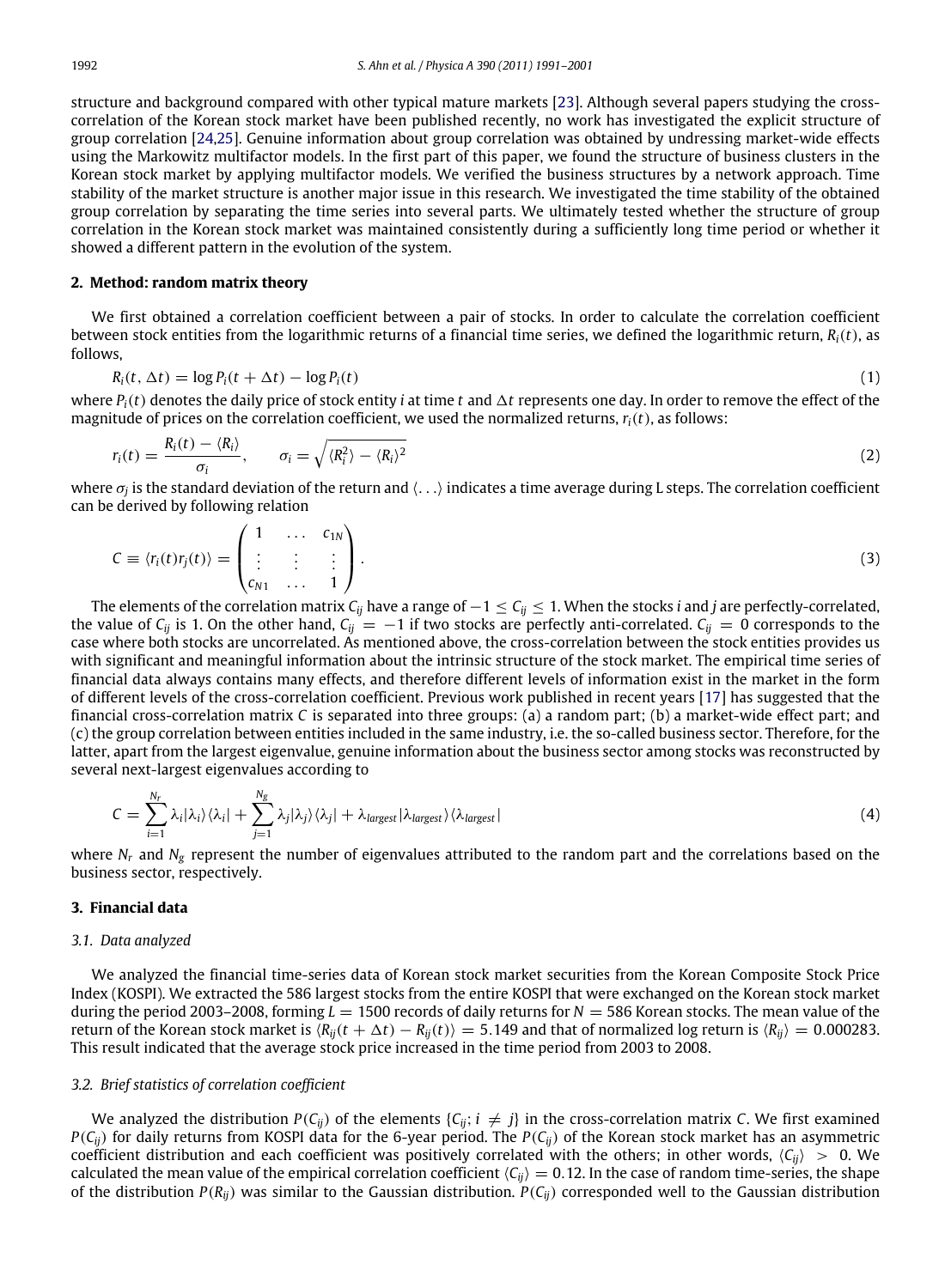structure and background compared with other typical mature markets [23]. Although several papers studying the cross-correlation of the Korean stock market have been published recently, no work has investigated the explicit structure of group correlation [24,25]. Genuine information about group correlation was obtained by undressing market-wide effects using the Markowitz multifactor models. In the first part of this paper, we found the structure of business clusters in the Korean stock market by applying multifactor models. We verified the business structures by a network approach. Time stability of the market structure is another major issue in this research. We investigated the time stability of the obtained group correlation by separating the time series into several parts. We ultimately tested whether the structure of group correlation in the Korean stock market was maintained consistently during a sufficiently long time period or whether it showed a different pattern in the evolution of the system.

## 2. Method: random matrix theory

We first obtained a correlation coefficient between a pair of stocks. In order to calculate the correlation coefficient between stock entities from the logarithmic returns of a financial time series, we defined the logarithmic return, $R_i(t)$, as follows,

$$R_i(t, \Delta t) = \log P_i(t + \Delta t) - \log P_i(t) \tag{1}$$

where $P_i(t)$ denotes the daily price of stock entity $i$ at time $t$ and $\Delta t$ represents one day. In order to remove the effect of the magnitude of prices on the correlation coefficient, we used the normalized returns, $r_i(t)$, as follows:

$$r_i(t) = \frac{R_i(t) - \langle R_i \rangle}{\sigma_i}, \qquad \sigma_i = \sqrt{\langle R_i^2 \rangle - \langle R_i \rangle^2} \tag{2}$$

where $\sigma_i$ is the standard deviation of the return and $\langle \ldots \rangle$ indicates a time average during L steps. The correlation coefficient can be derived by following relation

$$C \equiv \langle r_i(t) r_j(t) \rangle = \begin{pmatrix} 1 & \ldots & c_{1N} \\ \vdots & \vdots & \vdots \\ c_{N1} & \ldots & 1 \end{pmatrix}. \tag{3}$$

The elements of the correlation matrix $C_{ij}$ have a range of $-1 \leq C_{ij} \leq 1$. When the stocks $i$ and $j$ are perfectly-correlated, the value of $C_{ij}$ is 1. On the other hand, $C_{ij} = -1$ if two stocks are perfectly anti-correlated. $C_{ij} = 0$ corresponds to the case where both stocks are uncorrelated. As mentioned above, the cross-correlation between the stock entities provides us with significant and meaningful information about the intrinsic structure of the stock market. The empirical time series of financial data always contains many effects, and therefore different levels of information exist in the market in the form of different levels of the cross-correlation coefficient. Previous work published in recent years [17] has suggested that the financial cross-correlation matrix $C$ is separated into three groups: (a) a random part; (b) a market-wide effect part; and (c) the group correlation between entities included in the same industry, i.e. the so-called business sector. Therefore, for the latter, apart from the largest eigenvalue, genuine information about the business sector among stocks was reconstructed by several next-largest eigenvalues according to

$$C = \sum_{i=1}^{N_r} \lambda_i |\lambda_i\rangle\langle\lambda_i| + \sum_{j=1}^{N_g} \lambda_j |\lambda_j\rangle\langle\lambda_j| + \lambda_{largest} |\lambda_{largest}\rangle\langle\lambda_{largest}| \tag{4}$$

where $N_r$ and $N_g$ represent the number of eigenvalues attributed to the random part and the correlations based on the business sector, respectively.

## 3. Financial data

### 3.1. Data analyzed

We analyzed the financial time-series data of Korean stock market securities from the Korean Composite Stock Price Index (KOSPI). We extracted the 586 largest stocks from the entire KOSPI that were exchanged on the Korean stock market during the period 2003–2008, forming $L = 1500$ records of daily returns for $N = 586$ Korean stocks. The mean value of the return of the Korean stock market is $\langle R_{ij}(t + \Delta t) - R_{ij}(t) \rangle = 5.149$ and that of normalized log return is $\langle R_{ij} \rangle = 0.000283$. This result indicated that the average stock price increased in the time period from 2003 to 2008.

### 3.2. Brief statistics of correlation coefficient

We analyzed the distribution $P(C_{ij})$ of the elements $\{C_{ij}; i \neq j\}$ in the cross-correlation matrix $C$. We first examined $P(C_{ij})$ for daily returns from KOSPI data for the 6-year period. The $P(C_{ij})$ of the Korean stock market has an asymmetric coefficient distribution and each coefficient was positively correlated with the others; in other words, $\langle C_{ij} \rangle > 0$. We calculated the mean value of the empirical correlation coefficient $\langle C_{ij} \rangle = 0.12$. In the case of random time-series, the shape of the distribution $P(R_{ij})$ was similar to the Gaussian distribution. $P(C_{ij})$ corresponded well to the Gaussian distribution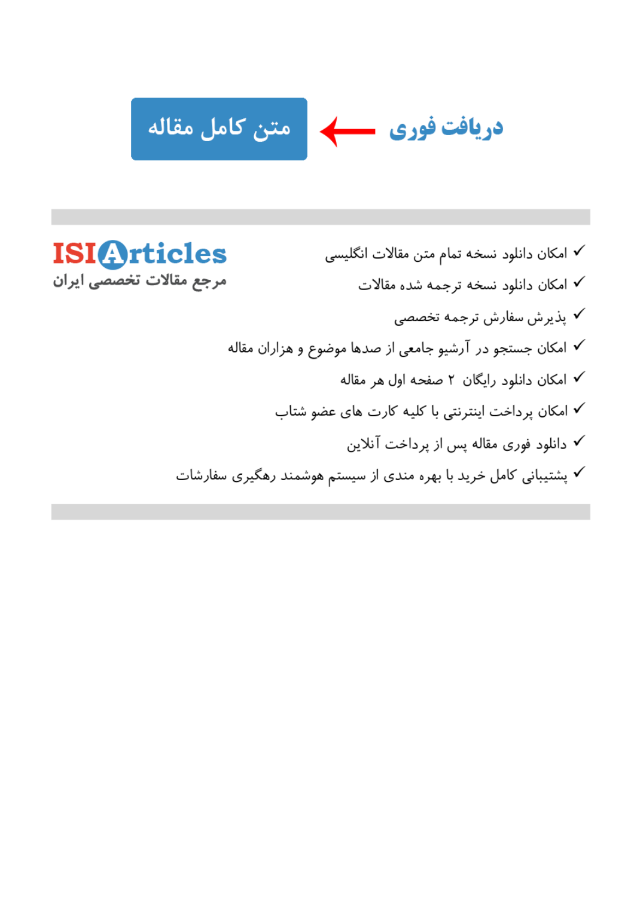دریافت فوری ← **متن کامل مقاله**

**ISIArticles**
مرجع مقالات تخصصی ایران

- ✓ امکان دانلود نسخه تمام متن مقالات انگلیسی
- ✓ امکان دانلود نسخه ترجمه شده مقالات
- ✓ پذیرش سفارش ترجمه تخصصی
- ✓ امکان جستجو در آرشیو جامعی از صدها موضوع و هزاران مقاله
- ✓ امکان دانلود رایگان ۲ صفحه اول هر مقاله
- ✓ امکان پرداخت اینترنتی با کلیه کارت های عضو شتاب
- ✓ دانلود فوری مقاله پس از پرداخت آنلاین
- ✓ پشتیبانی کامل خرید با بهره مندی از سیستم هوشمند رهگیری سفارشات